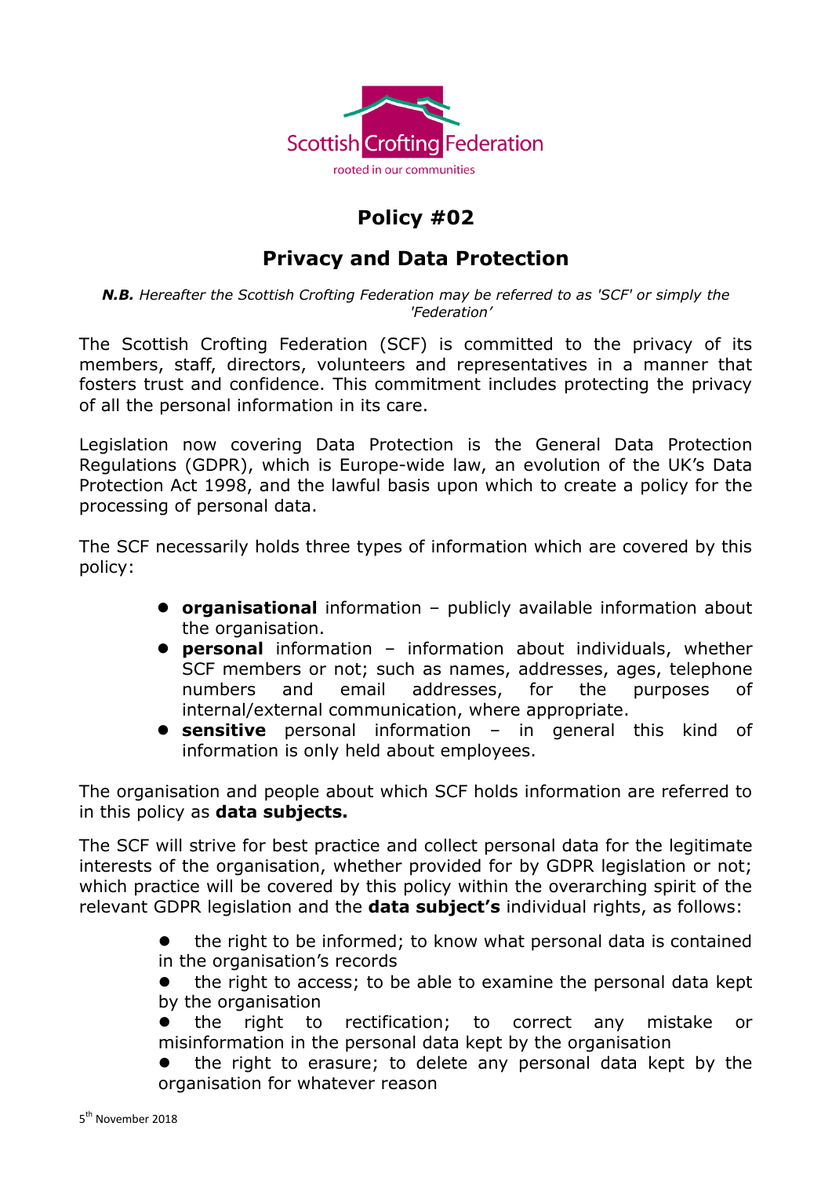Scottish Crofting Federation

rooted in our communities

# Policy #02

## Privacy and Data Protection

***N.B.** Hereafter the Scottish Crofting Federation may be referred to as 'SCF' or simply the 'Federation'*

The Scottish Crofting Federation (SCF) is committed to the privacy of its members, staff, directors, volunteers and representatives in a manner that fosters trust and confidence. This commitment includes protecting the privacy of all the personal information in its care.

Legislation now covering Data Protection is the General Data Protection Regulations (GDPR), which is Europe-wide law, an evolution of the UK's Data Protection Act 1998, and the lawful basis upon which to create a policy for the processing of personal data.

The SCF necessarily holds three types of information which are covered by this policy:

- **organisational** information – publicly available information about the organisation.
- **personal** information – information about individuals, whether SCF members or not; such as names, addresses, ages, telephone numbers and email addresses, for the purposes of internal/external communication, where appropriate.
- **sensitive** personal information – in general this kind of information is only held about employees.

The organisation and people about which SCF holds information are referred to in this policy as **data subjects.**

The SCF will strive for best practice and collect personal data for the legitimate interests of the organisation, whether provided for by GDPR legislation or not; which practice will be covered by this policy within the overarching spirit of the relevant GDPR legislation and the **data subject's** individual rights, as follows:

- the right to be informed; to know what personal data is contained in the organisation's records
- the right to access; to be able to examine the personal data kept by the organisation
- the right to rectification; to correct any mistake or misinformation in the personal data kept by the organisation
- the right to erasure; to delete any personal data kept by the organisation for whatever reason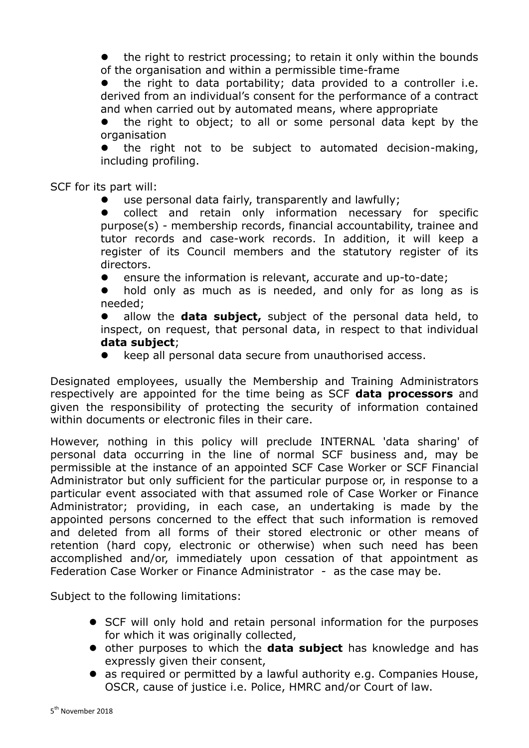- the right to restrict processing; to retain it only within the bounds of the organisation and within a permissible time-frame
- the right to data portability; data provided to a controller i.e. derived from an individual's consent for the performance of a contract and when carried out by automated means, where appropriate
- the right to object; to all or some personal data kept by the organisation
- the right not to be subject to automated decision-making, including profiling.

SCF for its part will:

- use personal data fairly, transparently and lawfully;
- collect and retain only information necessary for specific purpose(s) - membership records, financial accountability, trainee and tutor records and case-work records. In addition, it will keep a register of its Council members and the statutory register of its directors.
- ensure the information is relevant, accurate and up-to-date;
- hold only as much as is needed, and only for as long as is needed;
- allow the **data subject,** subject of the personal data held, to inspect, on request, that personal data, in respect to that individual **data subject**;
- keep all personal data secure from unauthorised access.

Designated employees, usually the Membership and Training Administrators respectively are appointed for the time being as SCF **data processors** and given the responsibility of protecting the security of information contained within documents or electronic files in their care.

However, nothing in this policy will preclude INTERNAL 'data sharing' of personal data occurring in the line of normal SCF business and, may be permissible at the instance of an appointed SCF Case Worker or SCF Financial Administrator but only sufficient for the particular purpose or, in response to a particular event associated with that assumed role of Case Worker or Finance Administrator; providing, in each case, an undertaking is made by the appointed persons concerned to the effect that such information is removed and deleted from all forms of their stored electronic or other means of retention (hard copy, electronic or otherwise) when such need has been accomplished and/or, immediately upon cessation of that appointment as Federation Case Worker or Finance Administrator - as the case may be.

Subject to the following limitations:

- SCF will only hold and retain personal information for the purposes for which it was originally collected,
- other purposes to which the **data subject** has knowledge and has expressly given their consent,
- as required or permitted by a lawful authority e.g. Companies House, OSCR, cause of justice i.e. Police, HMRC and/or Court of law.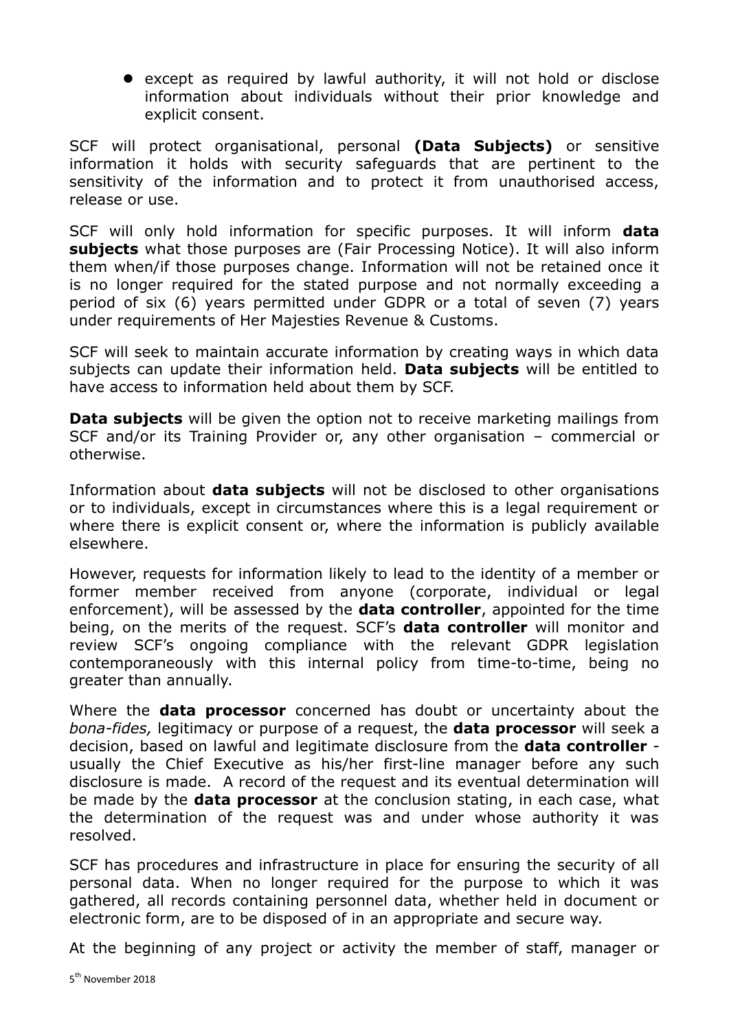- except as required by lawful authority, it will not hold or disclose information about individuals without their prior knowledge and explicit consent.

SCF will protect organisational, personal **(Data Subjects)** or sensitive information it holds with security safeguards that are pertinent to the sensitivity of the information and to protect it from unauthorised access, release or use.

SCF will only hold information for specific purposes. It will inform **data subjects** what those purposes are (Fair Processing Notice). It will also inform them when/if those purposes change. Information will not be retained once it is no longer required for the stated purpose and not normally exceeding a period of six (6) years permitted under GDPR or a total of seven (7) years under requirements of Her Majesties Revenue & Customs.

SCF will seek to maintain accurate information by creating ways in which data subjects can update their information held. **Data subjects** will be entitled to have access to information held about them by SCF.

**Data subjects** will be given the option not to receive marketing mailings from SCF and/or its Training Provider or, any other organisation – commercial or otherwise.

Information about **data subjects** will not be disclosed to other organisations or to individuals, except in circumstances where this is a legal requirement or where there is explicit consent or, where the information is publicly available elsewhere.

However, requests for information likely to lead to the identity of a member or former member received from anyone (corporate, individual or legal enforcement), will be assessed by the **data controller**, appointed for the time being, on the merits of the request. SCF's **data controller** will monitor and review SCF's ongoing compliance with the relevant GDPR legislation contemporaneously with this internal policy from time-to-time, being no greater than annually.

Where the **data processor** concerned has doubt or uncertainty about the *bona-fides,* legitimacy or purpose of a request, the **data processor** will seek a decision, based on lawful and legitimate disclosure from the **data controller** - usually the Chief Executive as his/her first-line manager before any such disclosure is made. A record of the request and its eventual determination will be made by the **data processor** at the conclusion stating, in each case, what the determination of the request was and under whose authority it was resolved.

SCF has procedures and infrastructure in place for ensuring the security of all personal data. When no longer required for the purpose to which it was gathered, all records containing personnel data, whether held in document or electronic form, are to be disposed of in an appropriate and secure way.

At the beginning of any project or activity the member of staff, manager or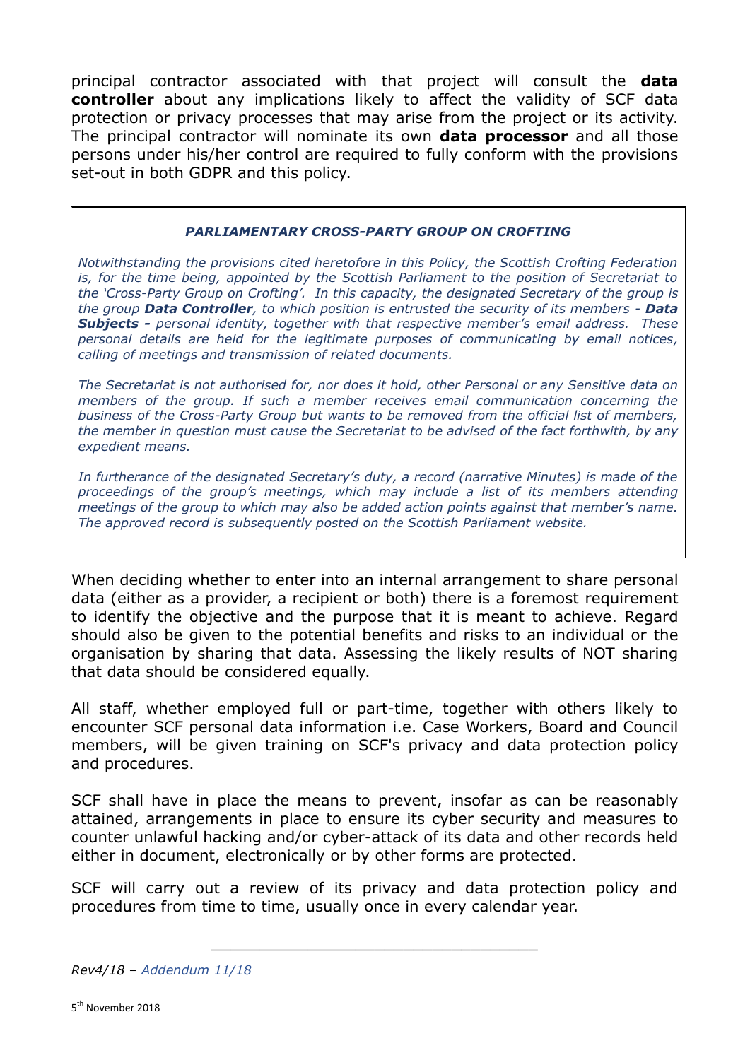principal contractor associated with that project will consult the **data controller** about any implications likely to affect the validity of SCF data protection or privacy processes that may arise from the project or its activity. The principal contractor will nominate its own **data processor** and all those persons under his/her control are required to fully conform with the provisions set-out in both GDPR and this policy.

> ***PARLIAMENTARY CROSS-PARTY GROUP ON CROFTING***
>
> *Notwithstanding the provisions cited heretofore in this Policy, the Scottish Crofting Federation is, for the time being, appointed by the Scottish Parliament to the position of Secretariat to the 'Cross-Party Group on Crofting'. In this capacity, the designated Secretary of the group is the group* ***Data Controller****, to which position is entrusted the security of its members -* ***Data Subjects -*** *personal identity, together with that respective member's email address. These personal details are held for the legitimate purposes of communicating by email notices, calling of meetings and transmission of related documents.*
>
> *The Secretariat is not authorised for, nor does it hold, other Personal or any Sensitive data on members of the group. If such a member receives email communication concerning the business of the Cross-Party Group but wants to be removed from the official list of members, the member in question must cause the Secretariat to be advised of the fact forthwith, by any expedient means.*
>
> *In furtherance of the designated Secretary's duty, a record (narrative Minutes) is made of the proceedings of the group's meetings, which may include a list of its members attending meetings of the group to which may also be added action points against that member's name. The approved record is subsequently posted on the Scottish Parliament website.*

When deciding whether to enter into an internal arrangement to share personal data (either as a provider, a recipient or both) there is a foremost requirement to identify the objective and the purpose that it is meant to achieve. Regard should also be given to the potential benefits and risks to an individual or the organisation by sharing that data. Assessing the likely results of NOT sharing that data should be considered equally.

All staff, whether employed full or part-time, together with others likely to encounter SCF personal data information i.e. Case Workers, Board and Council members, will be given training on SCF's privacy and data protection policy and procedures.

SCF shall have in place the means to prevent, insofar as can be reasonably attained, arrangements in place to ensure its cyber security and measures to counter unlawful hacking and/or cyber-attack of its data and other records held either in document, electronically or by other forms are protected.

SCF will carry out a review of its privacy and data protection policy and procedures from time to time, usually once in every calendar year.

---

*Rev4/18 – Addendum 11/18*

5th November 2018